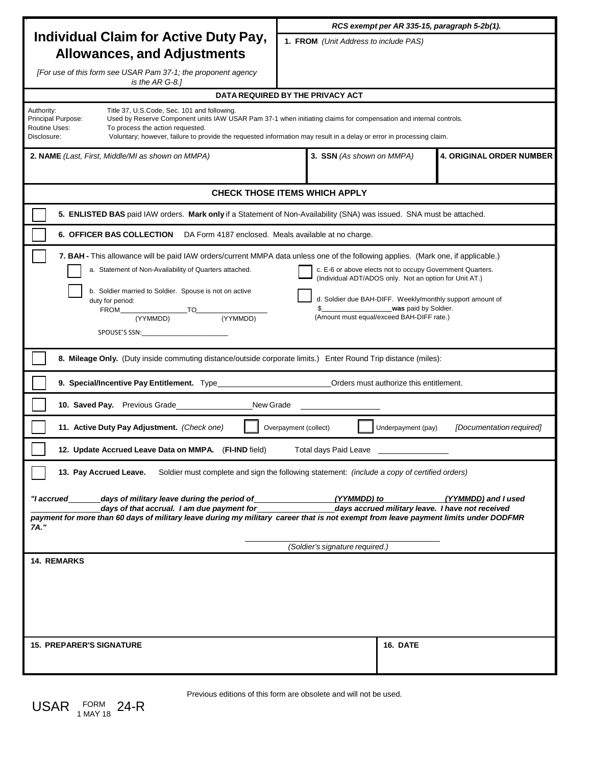# Individual Claim for Active Duty Pay, Allowances, and Adjustments

*[For use of this form see USAR Pam 37-1; the proponent agency is the AR G-8.]*

***RCS exempt per AR 335-15, paragraph 5-2b(1).***

**1. FROM** *(Unit Address to include PAS)*

**DATA REQUIRED BY THE PRIVACY ACT**

Authority: Title 37, U.S.Code, Sec. 101 and following.
Principal Purpose: Used by Reserve Component units IAW USAR Pam 37-1 when initiating claims for compensation and internal controls.
Routine Uses: To process the action requested.
Disclosure: Voluntary; however, failure to provide the requested information may result in a delay or error in processing claim.

| **2. NAME** *(Last, First, Middle/MI as shown on MMPA)* | **3. SSN** *(As shown on MMPA)* | **4. ORIGINAL ORDER NUMBER** |
|---|---|---|
| | | |

**CHECK THOSE ITEMS WHICH APPLY**

☐ **5. ENLISTED BAS** paid IAW orders. **Mark only** if a Statement of Non-Availability (SNA) was issued. SNA must be attached.

☐ **6. OFFICER BAS COLLECTION** DA Form 4187 enclosed. Meals available at no charge.

☐ **7. BAH -** This allowance will be paid IAW orders/current MMPA data unless one of the following applies. (Mark one, if applicable.)

- ☐ a. Statement of Non-Availability of Quarters attached.
- ☐ b. Soldier married to Soldier. Spouse is not on active duty for period:
  FROM__________ TO__________
  (YYMMDD) (YYMMDD)
  SPOUSE'S SSN:__________
- ☐ c. E-6 or above elects not to occupy Government Quarters. (Individual ADT/ADOS only. Not an option for Unit AT.)
- ☐ d. Soldier due BAH-DIFF. Weekly/monthly support amount of $__________ **was** paid by Soldier. (Amount must equal/exceed BAH-DIFF rate.)

☐ **8. Mileage Only.** (Duty inside commuting distance/outside corporate limits.) Enter Round Trip distance (miles):

☐ **9. Special/Incentive Pay Entitlement.** Type__________ Orders must authorize this entitlement.

☐ **10. Saved Pay.** Previous Grade__________ New Grade __________

☐ **11. Active Duty Pay Adjustment.** *(Check one)* ☐ Overpayment (collect) ☐ Underpayment (pay) *[Documentation required]*

☐ **12. Update Accrued Leave Data on MMPA.** (**FI-IND** field) Total days Paid Leave __________

☐ **13. Pay Accrued Leave.** Soldier must complete and sign the following statement: *(include a copy of certified orders)*

***"I accrued_______ days of military leave during the period of__________ (YYMMDD) to__________ (YYMMDD) and I used__________ days of that accrual. I am due payment for__________ days accrued military leave. I have not received payment for more than 60 days of military leave during my military career that is not exempt from leave payment limits under DODFMR 7A."***

__________________________
*(Soldier's signature required.)*

**14. REMARKS**

| **15. PREPARER'S SIGNATURE** | **16. DATE** |
|---|---|
| | |

Previous editions of this form are obsolete and will not be used.

USAR FORM 24-R, 1 MAY 18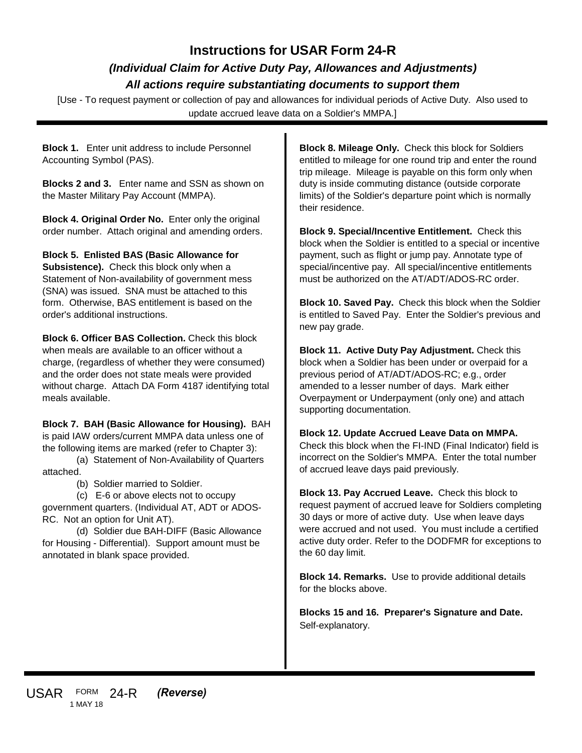# Instructions for USAR Form 24-R

## *(Individual Claim for Active Duty Pay, Allowances and Adjustments)*

### *All actions require substantiating documents to support them*

[Use - To request payment or collection of pay and allowances for individual periods of Active Duty. Also used to update accrued leave data on a Soldier's MMPA.]

**Block 1.** Enter unit address to include Personnel Accounting Symbol (PAS).

**Blocks 2 and 3.** Enter name and SSN as shown on the Master Military Pay Account (MMPA).

**Block 4. Original Order No.** Enter only the original order number. Attach original and amending orders.

**Block 5. Enlisted BAS (Basic Allowance for Subsistence).** Check this block only when a Statement of Non-availability of government mess (SNA) was issued. SNA must be attached to this form. Otherwise, BAS entitlement is based on the order's additional instructions.

**Block 6. Officer BAS Collection.** Check this block when meals are available to an officer without a charge, (regardless of whether they were consumed) and the order does not state meals were provided without charge. Attach DA Form 4187 identifying total meals available.

**Block 7. BAH (Basic Allowance for Housing).** BAH is paid IAW orders/current MMPA data unless one of the following items are marked (refer to Chapter 3):

(a) Statement of Non-Availability of Quarters attached.

(b) Soldier married to Soldier.

(c) E-6 or above elects not to occupy government quarters. (Individual AT, ADT or ADOS-RC. Not an option for Unit AT).

(d) Soldier due BAH-DIFF (Basic Allowance for Housing - Differential). Support amount must be annotated in blank space provided.

**Block 8. Mileage Only.** Check this block for Soldiers entitled to mileage for one round trip and enter the round trip mileage. Mileage is payable on this form only when duty is inside commuting distance (outside corporate limits) of the Soldier's departure point which is normally their residence.

**Block 9. Special/Incentive Entitlement.** Check this block when the Soldier is entitled to a special or incentive payment, such as flight or jump pay. Annotate type of special/incentive pay. All special/incentive entitlements must be authorized on the AT/ADT/ADOS-RC order.

**Block 10. Saved Pay.** Check this block when the Soldier is entitled to Saved Pay. Enter the Soldier's previous and new pay grade.

**Block 11. Active Duty Pay Adjustment.** Check this block when a Soldier has been under or overpaid for a previous period of AT/ADT/ADOS-RC; e.g., order amended to a lesser number of days. Mark either Overpayment or Underpayment (only one) and attach supporting documentation.

**Block 12. Update Accrued Leave Data on MMPA.** Check this block when the FI-IND (Final Indicator) field is incorrect on the Soldier's MMPA. Enter the total number of accrued leave days paid previously.

**Block 13. Pay Accrued Leave.** Check this block to request payment of accrued leave for Soldiers completing 30 days or more of active duty. Use when leave days were accrued and not used. You must include a certified active duty order. Refer to the DODFMR for exceptions to the 60 day limit.

**Block 14. Remarks.** Use to provide additional details for the blocks above.

**Blocks 15 and 16. Preparer's Signature and Date.** Self-explanatory.

USAR FORM 24-R *(Reverse)*
1 MAY 18